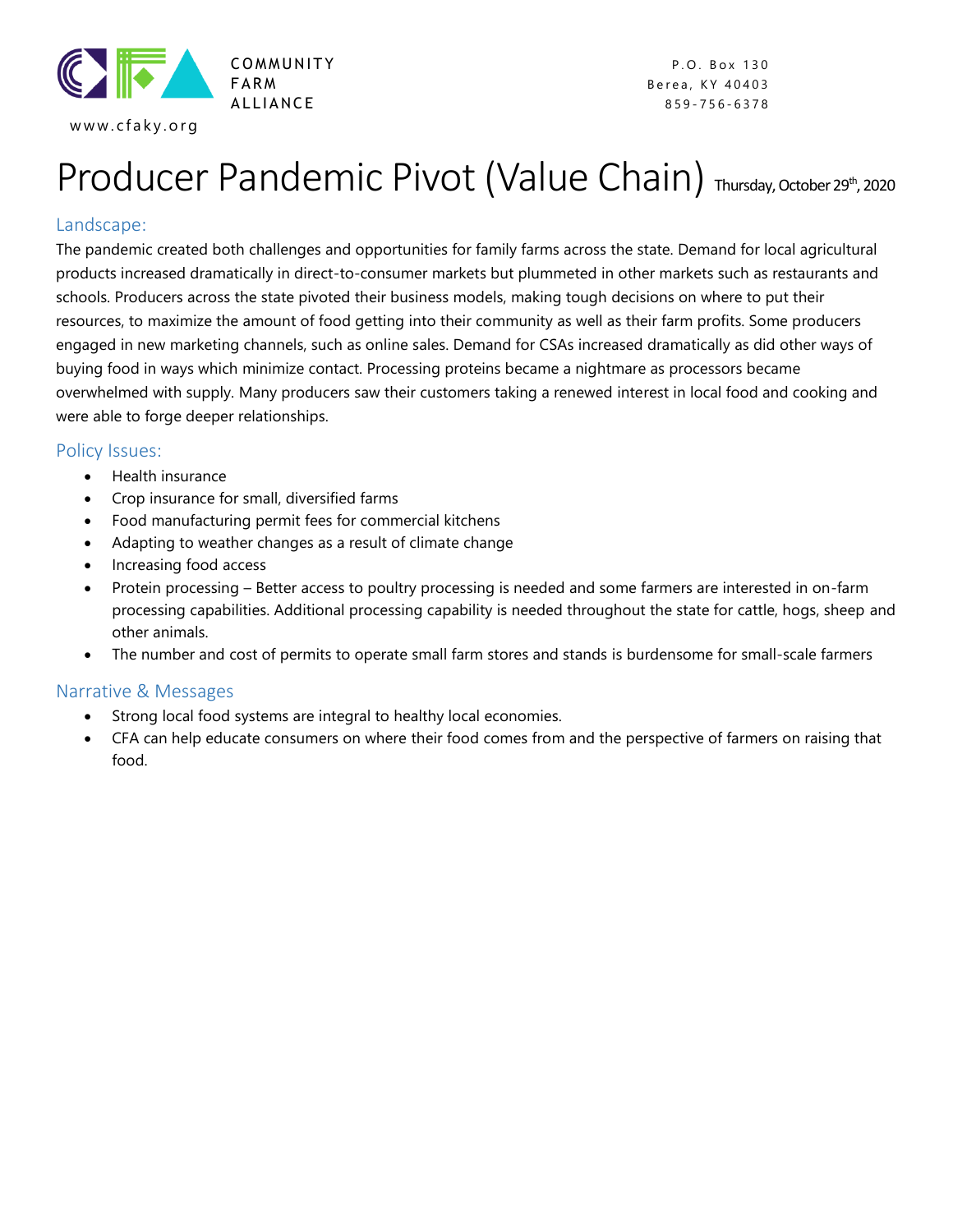COMMUNITY FARM ALLIANCE

www.cfaky.org

P.O. Box 130
Berea, KY 40403
859-756-6378

# Producer Pandemic Pivot (Value Chain) Thursday, October 29th, 2020

## Landscape:

The pandemic created both challenges and opportunities for family farms across the state. Demand for local agricultural products increased dramatically in direct-to-consumer markets but plummeted in other markets such as restaurants and schools. Producers across the state pivoted their business models, making tough decisions on where to put their resources, to maximize the amount of food getting into their community as well as their farm profits. Some producers engaged in new marketing channels, such as online sales. Demand for CSAs increased dramatically as did other ways of buying food in ways which minimize contact. Processing proteins became a nightmare as processors became overwhelmed with supply. Many producers saw their customers taking a renewed interest in local food and cooking and were able to forge deeper relationships.

## Policy Issues:

- Health insurance
- Crop insurance for small, diversified farms
- Food manufacturing permit fees for commercial kitchens
- Adapting to weather changes as a result of climate change
- Increasing food access
- Protein processing – Better access to poultry processing is needed and some farmers are interested in on-farm processing capabilities. Additional processing capability is needed throughout the state for cattle, hogs, sheep and other animals.
- The number and cost of permits to operate small farm stores and stands is burdensome for small-scale farmers

## Narrative & Messages

- Strong local food systems are integral to healthy local economies.
- CFA can help educate consumers on where their food comes from and the perspective of farmers on raising that food.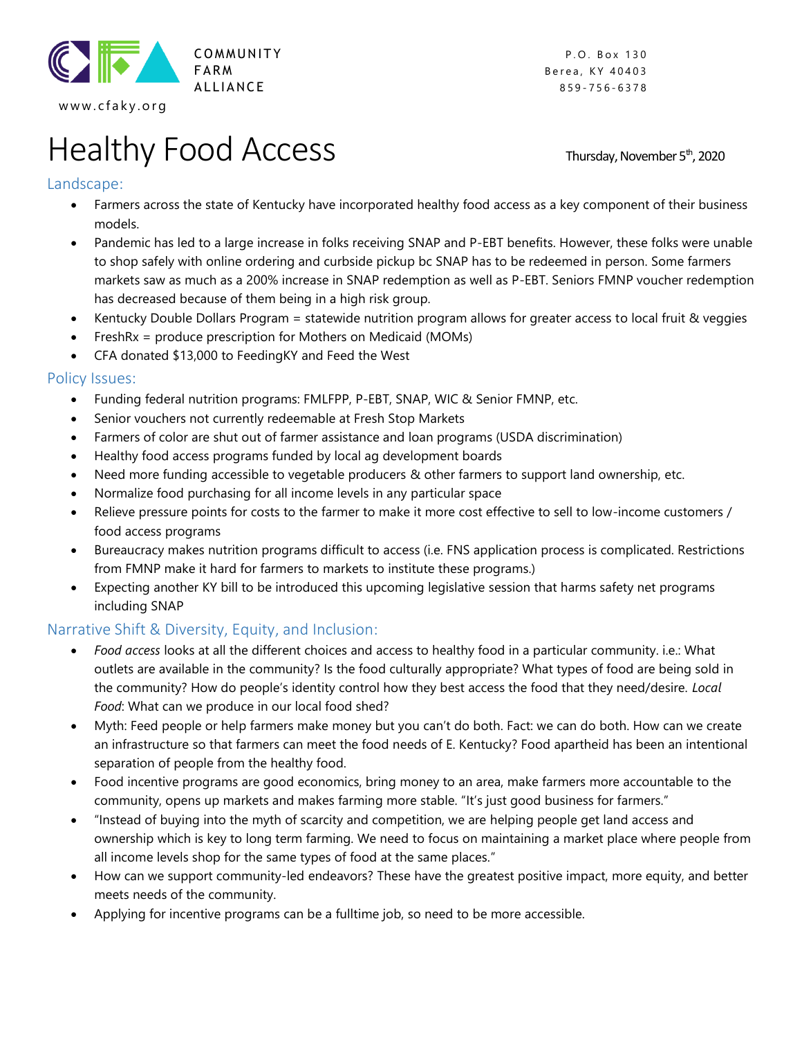COMMUNITY FARM ALLIANCE

www.cfaky.org

P.O. Box 130
Berea, KY 40403
859-756-6378

# Healthy Food Access

Thursday, November 5th, 2020

## Landscape:

- Farmers across the state of Kentucky have incorporated healthy food access as a key component of their business models.
- Pandemic has led to a large increase in folks receiving SNAP and P-EBT benefits. However, these folks were unable to shop safely with online ordering and curbside pickup bc SNAP has to be redeemed in person. Some farmers markets saw as much as a 200% increase in SNAP redemption as well as P-EBT. Seniors FMNP voucher redemption has decreased because of them being in a high risk group.
- Kentucky Double Dollars Program = statewide nutrition program allows for greater access to local fruit & veggies
- FreshRx = produce prescription for Mothers on Medicaid (MOMs)
- CFA donated $13,000 to FeedingKY and Feed the West

## Policy Issues:

- Funding federal nutrition programs: FMLFPP, P-EBT, SNAP, WIC & Senior FMNP, etc.
- Senior vouchers not currently redeemable at Fresh Stop Markets
- Farmers of color are shut out of farmer assistance and loan programs (USDA discrimination)
- Healthy food access programs funded by local ag development boards
- Need more funding accessible to vegetable producers & other farmers to support land ownership, etc.
- Normalize food purchasing for all income levels in any particular space
- Relieve pressure points for costs to the farmer to make it more cost effective to sell to low-income customers / food access programs
- Bureaucracy makes nutrition programs difficult to access (i.e. FNS application process is complicated. Restrictions from FMNP make it hard for farmers to markets to institute these programs.)
- Expecting another KY bill to be introduced this upcoming legislative session that harms safety net programs including SNAP

## Narrative Shift & Diversity, Equity, and Inclusion:

- *Food access* looks at all the different choices and access to healthy food in a particular community. i.e.: What outlets are available in the community? Is the food culturally appropriate? What types of food are being sold in the community? How do people's identity control how they best access the food that they need/desire. *Local Food*: What can we produce in our local food shed?
- Myth: Feed people or help farmers make money but you can't do both. Fact: we can do both. How can we create an infrastructure so that farmers can meet the food needs of E. Kentucky? Food apartheid has been an intentional separation of people from the healthy food.
- Food incentive programs are good economics, bring money to an area, make farmers more accountable to the community, opens up markets and makes farming more stable. "It's just good business for farmers."
- "Instead of buying into the myth of scarcity and competition, we are helping people get land access and ownership which is key to long term farming. We need to focus on maintaining a market place where people from all income levels shop for the same types of food at the same places."
- How can we support community-led endeavors? These have the greatest positive impact, more equity, and better meets needs of the community.
- Applying for incentive programs can be a fulltime job, so need to be more accessible.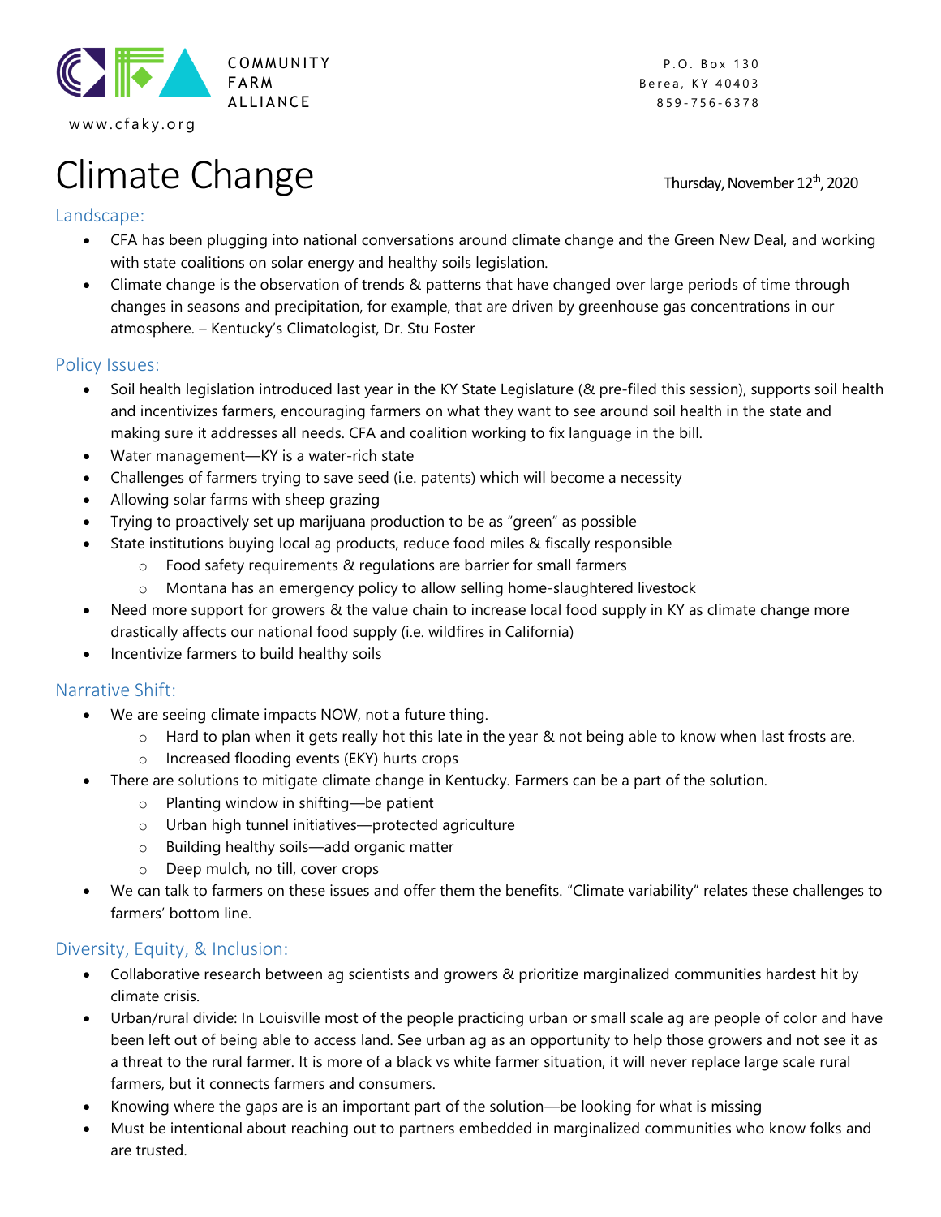COMMUNITY FARM ALLIANCE

www.cfaky.org

P.O. Box 130
Berea, KY 40403
859-756-6378

# Climate Change

Thursday, November 12th, 2020

## Landscape:

- CFA has been plugging into national conversations around climate change and the Green New Deal, and working with state coalitions on solar energy and healthy soils legislation.
- Climate change is the observation of trends & patterns that have changed over large periods of time through changes in seasons and precipitation, for example, that are driven by greenhouse gas concentrations in our atmosphere. – Kentucky's Climatologist, Dr. Stu Foster

## Policy Issues:

- Soil health legislation introduced last year in the KY State Legislature (& pre-filed this session), supports soil health and incentivizes farmers, encouraging farmers on what they want to see around soil health in the state and making sure it addresses all needs. CFA and coalition working to fix language in the bill.
- Water management—KY is a water-rich state
- Challenges of farmers trying to save seed (i.e. patents) which will become a necessity
- Allowing solar farms with sheep grazing
- Trying to proactively set up marijuana production to be as "green" as possible
- State institutions buying local ag products, reduce food miles & fiscally responsible
  - Food safety requirements & regulations are barrier for small farmers
  - Montana has an emergency policy to allow selling home-slaughtered livestock
- Need more support for growers & the value chain to increase local food supply in KY as climate change more drastically affects our national food supply (i.e. wildfires in California)
- Incentivize farmers to build healthy soils

## Narrative Shift:

- We are seeing climate impacts NOW, not a future thing.
  - Hard to plan when it gets really hot this late in the year & not being able to know when last frosts are.
  - Increased flooding events (EKY) hurts crops
- There are solutions to mitigate climate change in Kentucky. Farmers can be a part of the solution.
  - Planting window in shifting—be patient
  - Urban high tunnel initiatives—protected agriculture
  - Building healthy soils—add organic matter
  - Deep mulch, no till, cover crops
- We can talk to farmers on these issues and offer them the benefits. "Climate variability" relates these challenges to farmers' bottom line.

## Diversity, Equity, & Inclusion:

- Collaborative research between ag scientists and growers & prioritize marginalized communities hardest hit by climate crisis.
- Urban/rural divide: In Louisville most of the people practicing urban or small scale ag are people of color and have been left out of being able to access land. See urban ag as an opportunity to help those growers and not see it as a threat to the rural farmer. It is more of a black vs white farmer situation, it will never replace large scale rural farmers, but it connects farmers and consumers.
- Knowing where the gaps are is an important part of the solution—be looking for what is missing
- Must be intentional about reaching out to partners embedded in marginalized communities who know folks and are trusted.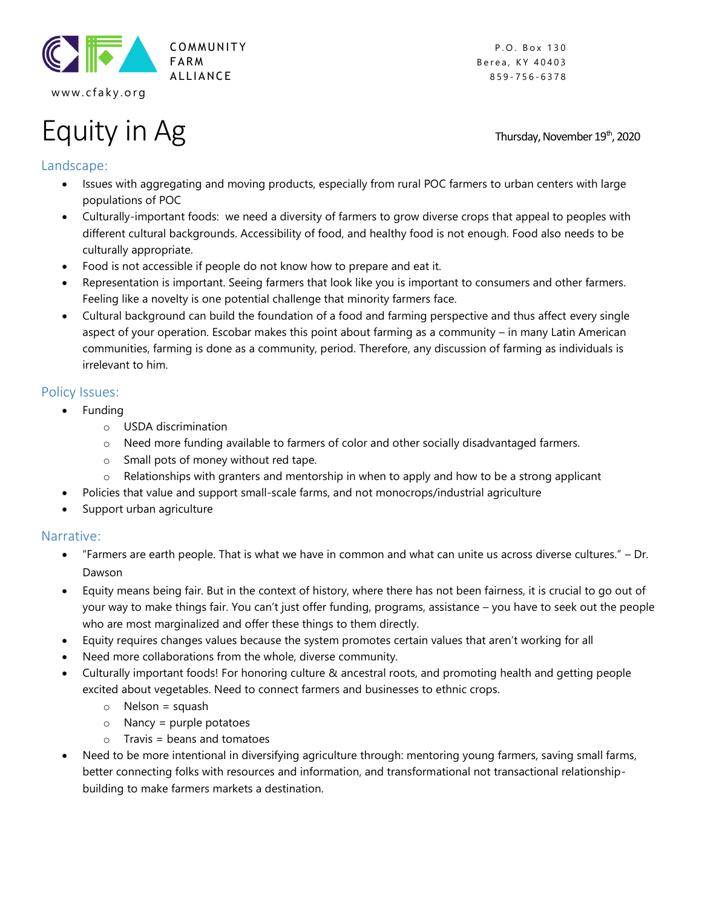COMMUNITY
FARM
ALLIANCE

www.cfaky.org

P.O. Box 130
Berea, KY 40403
859-756-6378

# Equity in Ag

Thursday, November 19th, 2020

## Landscape:

- Issues with aggregating and moving products, especially from rural POC farmers to urban centers with large populations of POC
- Culturally-important foods: we need a diversity of farmers to grow diverse crops that appeal to peoples with different cultural backgrounds. Accessibility of food, and healthy food is not enough. Food also needs to be culturally appropriate.
- Food is not accessible if people do not know how to prepare and eat it.
- Representation is important. Seeing farmers that look like you is important to consumers and other farmers. Feeling like a novelty is one potential challenge that minority farmers face.
- Cultural background can build the foundation of a food and farming perspective and thus affect every single aspect of your operation. Escobar makes this point about farming as a community – in many Latin American communities, farming is done as a community, period. Therefore, any discussion of farming as individuals is irrelevant to him.

## Policy Issues:

- Funding
  - USDA discrimination
  - Need more funding available to farmers of color and other socially disadvantaged farmers.
  - Small pots of money without red tape.
  - Relationships with granters and mentorship in when to apply and how to be a strong applicant
- Policies that value and support small-scale farms, and not monocrops/industrial agriculture
- Support urban agriculture

## Narrative:

- "Farmers are earth people. That is what we have in common and what can unite us across diverse cultures." – Dr. Dawson
- Equity means being fair. But in the context of history, where there has not been fairness, it is crucial to go out of your way to make things fair. You can't just offer funding, programs, assistance – you have to seek out the people who are most marginalized and offer these things to them directly.
- Equity requires changes values because the system promotes certain values that aren't working for all
- Need more collaborations from the whole, diverse community.
- Culturally important foods! For honoring culture & ancestral roots, and promoting health and getting people excited about vegetables. Need to connect farmers and businesses to ethnic crops.
  - Nelson = squash
  - Nancy = purple potatoes
  - Travis = beans and tomatoes
- Need to be more intentional in diversifying agriculture through: mentoring young farmers, saving small farms, better connecting folks with resources and information, and transformational not transactional relationship-building to make farmers markets a destination.